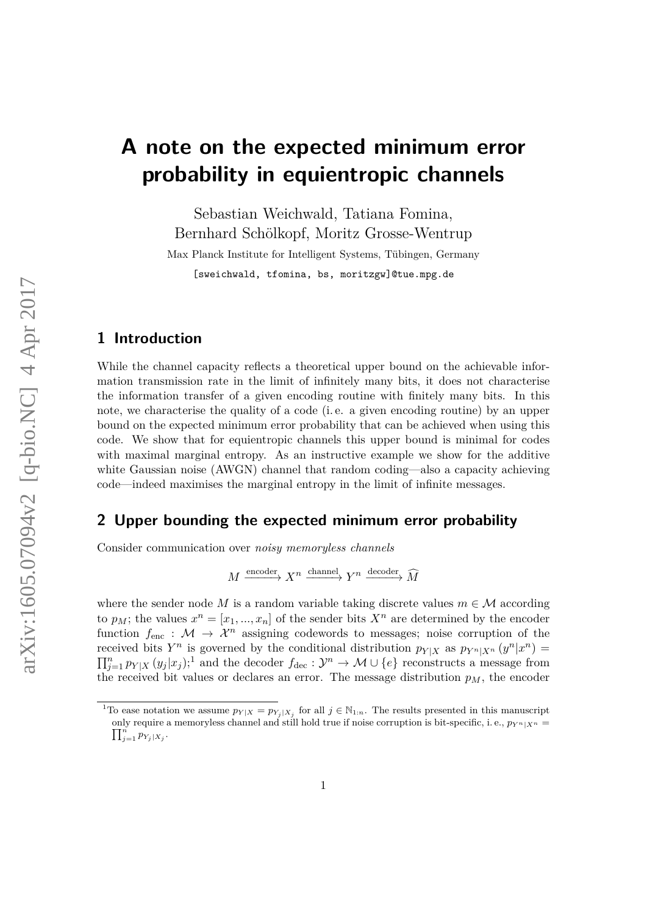# A note on the expected minimum error probability in equientropic channels

Sebastian Weichwald, Tatiana Fomina,
Bernhard Schölkopf, Moritz Grosse-Wentrup

Max Planck Institute for Intelligent Systems, Tübingen, Germany

[sweichwald, tfomina, bs, moritzgw]@tue.mpg.de

## 1 Introduction

While the channel capacity reflects a theoretical upper bound on the achievable information transmission rate in the limit of infinitely many bits, it does not characterise the information transfer of a given encoding routine with finitely many bits. In this note, we characterise the quality of a code (i. e. a given encoding routine) by an upper bound on the expected minimum error probability that can be achieved when using this code. We show that for equientropic channels this upper bound is minimal for codes with maximal marginal entropy. As an instructive example we show for the additive white Gaussian noise (AWGN) channel that random coding—also a capacity achieving code—indeed maximises the marginal entropy in the limit of infinite messages.

## 2 Upper bounding the expected minimum error probability

Consider communication over *noisy memoryless channels*

$$M \xrightarrow{\text{encoder}} X^n \xrightarrow{\text{channel}} Y^n \xrightarrow{\text{decoder}} \widehat{M}$$

where the sender node $M$ is a random variable taking discrete values $m \in \mathcal{M}$ according to $p_M$; the values $x^n = [x_1, ..., x_n]$ of the sender bits $X^n$ are determined by the encoder function $f_{\text{enc}} : \mathcal{M} \to \mathcal{X}^n$ assigning codewords to messages; noise corruption of the received bits $Y^n$ is governed by the conditional distribution $p_{Y|X}$ as $p_{Y^n|X^n}(y^n|x^n) = \prod_{j=1}^n p_{Y|X}(y_j|x_j)$;[1] and the decoder $f_{\text{dec}} : \mathcal{Y}^n \to \mathcal{M} \cup \{e\}$ reconstructs a message from the received bit values or declares an error. The message distribution $p_M$, the encoder

[1] To ease notation we assume $p_{Y|X} = p_{Y_j|X_j}$ for all $j \in \mathbb{N}_{1:n}$. The results presented in this manuscript only require a memoryless channel and still hold true if noise corruption is bit-specific, i. e., $p_{Y^n|X^n} = \prod_{j=1}^n p_{Y_j|X_j}$.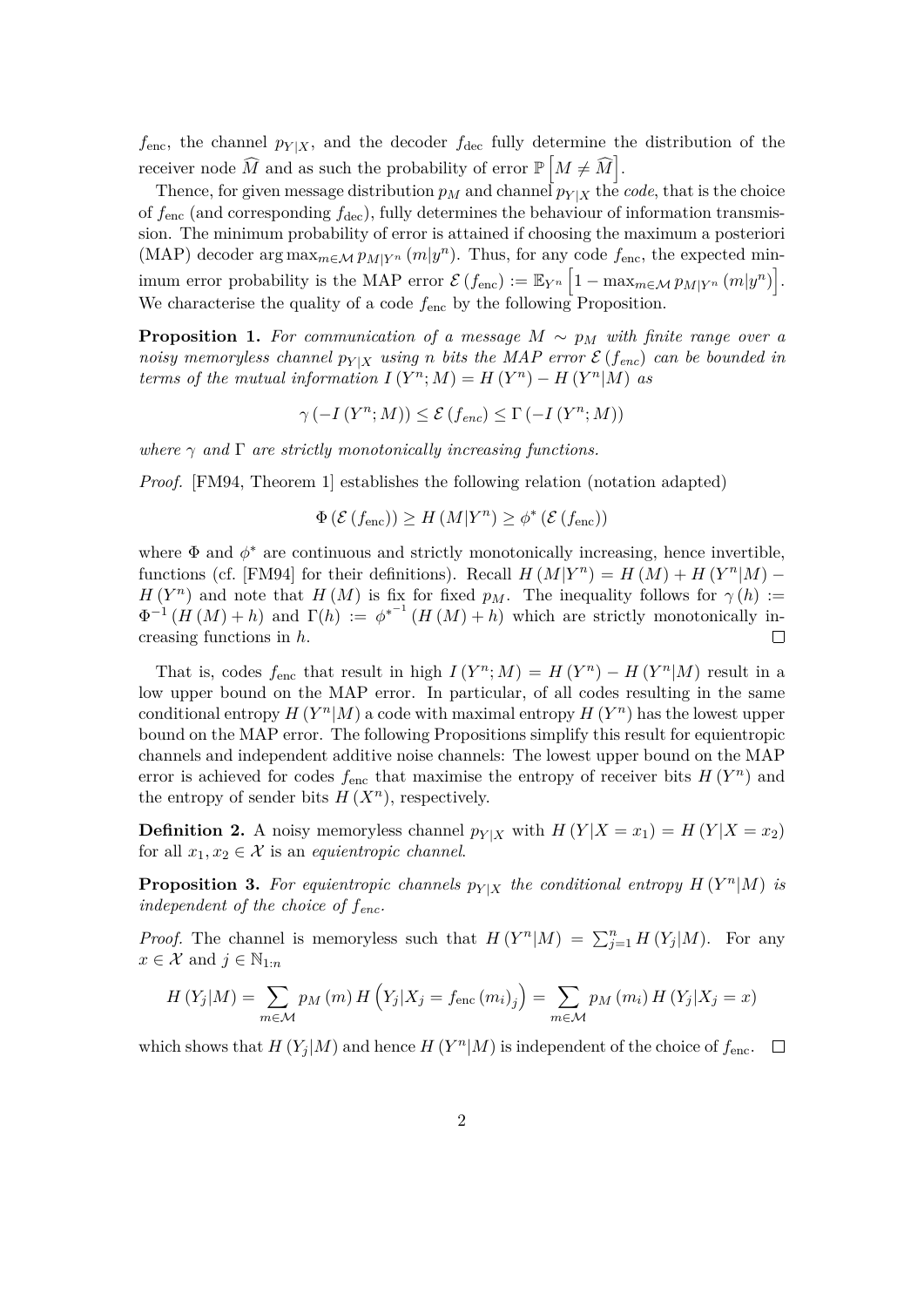$f_{\text{enc}}$, the channel $p_{Y|X}$, and the decoder $f_{\text{dec}}$ fully determine the distribution of the receiver node $\widehat{M}$ and as such the probability of error $\mathbb{P}\left[M \neq \widehat{M}\right]$.

Thence, for given message distribution $p_M$ and channel $p_{Y|X}$ the *code*, that is the choice of $f_{\text{enc}}$ (and corresponding $f_{\text{dec}}$), fully determines the behaviour of information transmission. The minimum probability of error is attained if choosing the maximum a posteriori (MAP) decoder $\arg\max_{m\in\mathcal{M}} p_{M|Y^n}(m|y^n)$. Thus, for any code $f_{\text{enc}}$, the expected minimum error probability is the MAP error $\mathcal{E}(f_{\text{enc}}) := \mathbb{E}_{Y^n}\left[1 - \max_{m\in\mathcal{M}} p_{M|Y^n}(m|y^n)\right]$. We characterise the quality of a code $f_{\text{enc}}$ by the following Proposition.

**Proposition 1.** *For communication of a message $M \sim p_M$ with finite range over a noisy memoryless channel $p_{Y|X}$ using $n$ bits the MAP error $\mathcal{E}(f_{enc})$ can be bounded in terms of the mutual information $I(Y^n; M) = H(Y^n) - H(Y^n|M)$ as*

$$\gamma(-I(Y^n; M)) \leq \mathcal{E}(f_{enc}) \leq \Gamma(-I(Y^n; M))$$

*where $\gamma$ and $\Gamma$ are strictly monotonically increasing functions.*

*Proof.* [FM94, Theorem 1] establishes the following relation (notation adapted)

$$\Phi(\mathcal{E}(f_{\text{enc}})) \geq H(M|Y^n) \geq \phi^*(\mathcal{E}(f_{\text{enc}}))$$

where $\Phi$ and $\phi^*$ are continuous and strictly monotonically increasing, hence invertible, functions (cf. [FM94] for their definitions). Recall $H(M|Y^n) = H(M) + H(Y^n|M) - H(Y^n)$ and note that $H(M)$ is fix for fixed $p_M$. The inequality follows for $\gamma(h) := \Phi^{-1}(H(M) + h)$ and $\Gamma(h) := {\phi^*}^{-1}(H(M) + h)$ which are strictly monotonically increasing functions in $h$. $\square$

That is, codes $f_{\text{enc}}$ that result in high $I(Y^n; M) = H(Y^n) - H(Y^n|M)$ result in a low upper bound on the MAP error. In particular, of all codes resulting in the same conditional entropy $H(Y^n|M)$ a code with maximal entropy $H(Y^n)$ has the lowest upper bound on the MAP error. The following Propositions simplify this result for equientropic channels and independent additive noise channels: The lowest upper bound on the MAP error is achieved for codes $f_{\text{enc}}$ that maximise the entropy of receiver bits $H(Y^n)$ and the entropy of sender bits $H(X^n)$, respectively.

**Definition 2.** A noisy memoryless channel $p_{Y|X}$ with $H(Y|X = x_1) = H(Y|X = x_2)$ for all $x_1, x_2 \in \mathcal{X}$ is an *equientropic channel*.

**Proposition 3.** *For equientropic channels $p_{Y|X}$ the conditional entropy $H(Y^n|M)$ is independent of the choice of $f_{enc}$.*

*Proof.* The channel is memoryless such that $H(Y^n|M) = \sum_{j=1}^n H(Y_j|M)$. For any $x \in \mathcal{X}$ and $j \in \mathbb{N}_{1:n}$

$$H(Y_j|M) = \sum_{m\in\mathcal{M}} p_M(m) H\left(Y_j|X_j = f_{\text{enc}}(m_i)_j\right) = \sum_{m\in\mathcal{M}} p_M(m_i) H(Y_j|X_j = x)$$

which shows that $H(Y_j|M)$ and hence $H(Y^n|M)$ is independent of the choice of $f_{\text{enc}}$. $\square$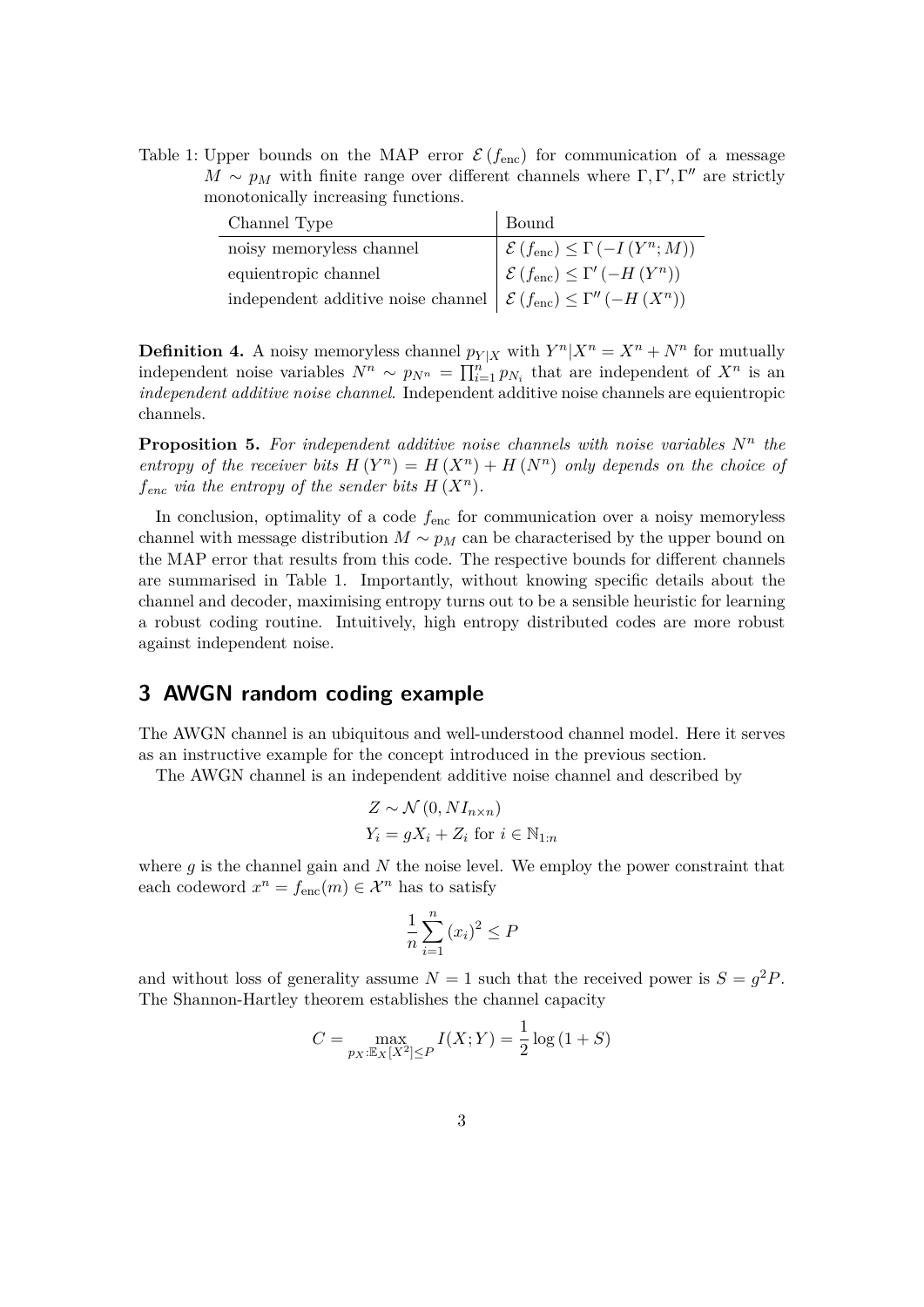Table 1: Upper bounds on the MAP error $\mathcal{E}(f_{\text{enc}})$ for communication of a message $M \sim p_M$ with finite range over different channels where $\Gamma, \Gamma', \Gamma''$ are strictly monotonically increasing functions.

| Channel Type | Bound |
| --- | --- |
| noisy memoryless channel | $\mathcal{E}(f_{\text{enc}}) \leq \Gamma(-I(Y^n; M))$ |
| equientropic channel | $\mathcal{E}(f_{\text{enc}}) \leq \Gamma'(-H(Y^n))$ |
| independent additive noise channel | $\mathcal{E}(f_{\text{enc}}) \leq \Gamma''(-H(X^n))$ |

**Definition 4.** A noisy memoryless channel $p_{Y|X}$ with $Y^n|X^n = X^n + N^n$ for mutually independent noise variables $N^n \sim p_{N^n} = \prod_{i=1}^n p_{N_i}$ that are independent of $X^n$ is an *independent additive noise channel*. Independent additive noise channels are equientropic channels.

**Proposition 5.** *For independent additive noise channels with noise variables $N^n$ the entropy of the receiver bits $H(Y^n) = H(X^n) + H(N^n)$ only depends on the choice of $f_{enc}$ via the entropy of the sender bits $H(X^n)$.*

In conclusion, optimality of a code $f_{\text{enc}}$ for communication over a noisy memoryless channel with message distribution $M \sim p_M$ can be characterised by the upper bound on the MAP error that results from this code. The respective bounds for different channels are summarised in Table 1. Importantly, without knowing specific details about the channel and decoder, maximising entropy turns out to be a sensible heuristic for learning a robust coding routine. Intuitively, high entropy distributed codes are more robust against independent noise.

## 3 AWGN random coding example

The AWGN channel is an ubiquitous and well-understood channel model. Here it serves as an instructive example for the concept introduced in the previous section.

The AWGN channel is an independent additive noise channel and described by

$$
\begin{aligned}
Z &\sim \mathcal{N}(0, N I_{n \times n}) \\
Y_i &= g X_i + Z_i \text{ for } i \in \mathbb{N}_{1:n}
\end{aligned}
$$

where $g$ is the channel gain and $N$ the noise level. We employ the power constraint that each codeword $x^n = f_{\text{enc}}(m) \in \mathcal{X}^n$ has to satisfy

$$
\frac{1}{n} \sum_{i=1}^{n} (x_i)^2 \leq P
$$

and without loss of generality assume $N = 1$ such that the received power is $S = g^2 P$. The Shannon-Hartley theorem establishes the channel capacity

$$
C = \max_{p_X : \mathbb{E}_X[X^2] \leq P} I(X; Y) = \frac{1}{2} \log(1 + S)
$$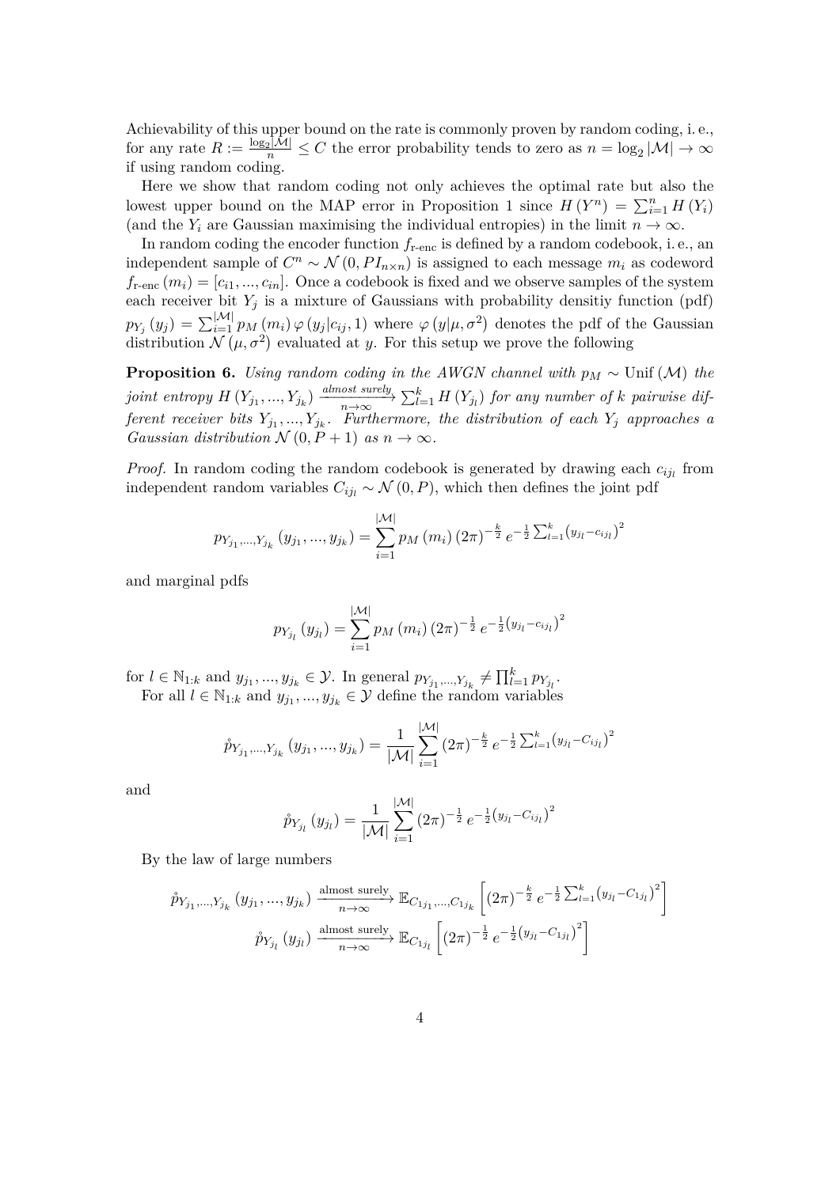Achievability of this upper bound on the rate is commonly proven by random coding, i. e., for any rate $R := \frac{\log_2 |\mathcal{M}|}{n} \leq C$ the error probability tends to zero as $n = \log_2 |\mathcal{M}| \to \infty$ if using random coding.

Here we show that random coding not only achieves the optimal rate but also the lowest upper bound on the MAP error in Proposition 1 since $H(Y^n) = \sum_{i=1}^{n} H(Y_i)$ (and the $Y_i$ are Gaussian maximising the individual entropies) in the limit $n \to \infty$.

In random coding the encoder function $f_{\text{r-enc}}$ is defined by a random codebook, i. e., an independent sample of $C^n \sim \mathcal{N}(0, PI_{n\times n})$ is assigned to each message $m_i$ as codeword $f_{\text{r-enc}}(m_i) = [c_{i1}, ..., c_{in}]$. Once a codebook is fixed and we observe samples of the system each receiver bit $Y_j$ is a mixture of Gaussians with probability densitiy function (pdf) $p_{Y_j}(y_j) = \sum_{i=1}^{|\mathcal{M}|} p_M(m_i)\,\varphi(y_j|c_{ij}, 1)$ where $\varphi(y|\mu, \sigma^2)$ denotes the pdf of the Gaussian distribution $\mathcal{N}(\mu, \sigma^2)$ evaluated at $y$. For this setup we prove the following

**Proposition 6.** *Using random coding in the AWGN channel with $p_M \sim \text{Unif}(\mathcal{M})$ the joint entropy $H(Y_{j_1}, ..., Y_{j_k}) \xrightarrow[n\to\infty]{\text{almost surely}} \sum_{l=1}^{k} H(Y_{j_l})$ for any number of $k$ pairwise different receiver bits $Y_{j_1}, ..., Y_{j_k}$. Furthermore, the distribution of each $Y_j$ approaches a Gaussian distribution $\mathcal{N}(0, P+1)$ as $n \to \infty$.*

*Proof.* In random coding the random codebook is generated by drawing each $c_{ij_l}$ from independent random variables $C_{ij_l} \sim \mathcal{N}(0, P)$, which then defines the joint pdf

$$p_{Y_{j_1},...,Y_{j_k}}(y_{j_1}, ..., y_{j_k}) = \sum_{i=1}^{|\mathcal{M}|} p_M(m_i)\,(2\pi)^{-\frac{k}{2}}\, e^{-\frac{1}{2}\sum_{l=1}^{k}\left(y_{j_l} - c_{ij_l}\right)^2}$$

and marginal pdfs

$$p_{Y_{j_l}}(y_{j_l}) = \sum_{i=1}^{|\mathcal{M}|} p_M(m_i)\,(2\pi)^{-\frac{1}{2}}\, e^{-\frac{1}{2}\left(y_{j_l} - c_{ij_l}\right)^2}$$

for $l \in \mathbb{N}_{1:k}$ and $y_{j_1}, ..., y_{j_k} \in \mathcal{Y}$. In general $p_{Y_{j_1},...,Y_{j_k}} \neq \prod_{l=1}^{k} p_{Y_{j_l}}$.

For all $l \in \mathbb{N}_{1:k}$ and $y_{j_1}, ..., y_{j_k} \in \mathcal{Y}$ define the random variables

$$\mathring{p}_{Y_{j_1},...,Y_{j_k}}(y_{j_1}, ..., y_{j_k}) = \frac{1}{|\mathcal{M}|}\sum_{i=1}^{|\mathcal{M}|} (2\pi)^{-\frac{k}{2}}\, e^{-\frac{1}{2}\sum_{l=1}^{k}\left(y_{j_l} - C_{ij_l}\right)^2}$$

and

$$\mathring{p}_{Y_{j_l}}(y_{j_l}) = \frac{1}{|\mathcal{M}|}\sum_{i=1}^{|\mathcal{M}|} (2\pi)^{-\frac{1}{2}}\, e^{-\frac{1}{2}\left(y_{j_l} - C_{ij_l}\right)^2}$$

By the law of large numbers

$$\mathring{p}_{Y_{j_1},...,Y_{j_k}}(y_{j_1}, ..., y_{j_k}) \xrightarrow[n\to\infty]{\text{almost surely}} \mathbb{E}_{C_{1j_1},...,C_{1j_k}}\left[(2\pi)^{-\frac{k}{2}}\, e^{-\frac{1}{2}\sum_{l=1}^{k}\left(y_{j_l} - C_{1j_l}\right)^2}\right]$$

$$\mathring{p}_{Y_{j_l}}(y_{j_l}) \xrightarrow[n\to\infty]{\text{almost surely}} \mathbb{E}_{C_{1j_l}}\left[(2\pi)^{-\frac{1}{2}}\, e^{-\frac{1}{2}\left(y_{j_l} - C_{1j_l}\right)^2}\right]$$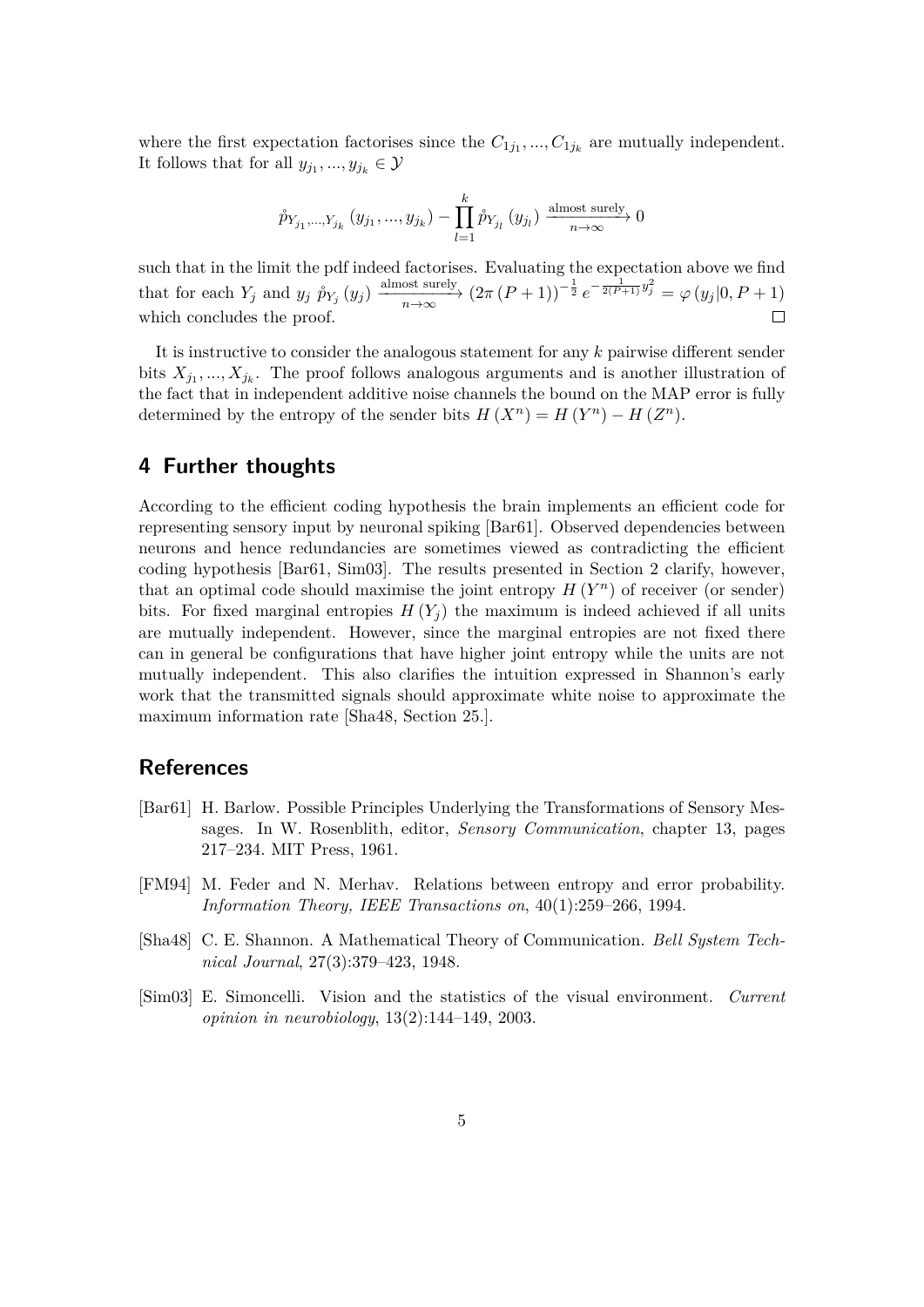where the first expectation factorises since the $C_{1j_1}, ..., C_{1j_k}$ are mutually independent. It follows that for all $y_{j_1}, ..., y_{j_k} \in \mathcal{Y}$

$$\mathring{p}_{Y_{j_1},...,Y_{j_k}}\left(y_{j_1}, ..., y_{j_k}\right) - \prod_{l=1}^{k} \mathring{p}_{Y_{j_l}}\left(y_{j_l}\right) \xrightarrow[n\to\infty]{\text{almost surely}} 0$$

such that in the limit the pdf indeed factorises. Evaluating the expectation above we find that for each $Y_j$ and $y_j$ $\mathring{p}_{Y_j}\left(y_j\right) \xrightarrow[n\to\infty]{\text{almost surely}} \left(2\pi\left(P+1\right)\right)^{-\frac{1}{2}} e^{-\frac{1}{2(P+1)}y_j^2} = \varphi\left(y_j|0, P+1\right)$ which concludes the proof. $\square$

It is instructive to consider the analogous statement for any $k$ pairwise different sender bits $X_{j_1}, ..., X_{j_k}$. The proof follows analogous arguments and is another illustration of the fact that in independent additive noise channels the bound on the MAP error is fully determined by the entropy of the sender bits $H\left(X^n\right) = H\left(Y^n\right) - H\left(Z^n\right)$.

## 4 Further thoughts

According to the efficient coding hypothesis the brain implements an efficient code for representing sensory input by neuronal spiking [Bar61]. Observed dependencies between neurons and hence redundancies are sometimes viewed as contradicting the efficient coding hypothesis [Bar61, Sim03]. The results presented in Section 2 clarify, however, that an optimal code should maximise the joint entropy $H\left(Y^n\right)$ of receiver (or sender) bits. For fixed marginal entropies $H\left(Y_j\right)$ the maximum is indeed achieved if all units are mutually independent. However, since the marginal entropies are not fixed there can in general be configurations that have higher joint entropy while the units are not mutually independent. This also clarifies the intuition expressed in Shannon's early work that the transmitted signals should approximate white noise to approximate the maximum information rate [Sha48, Section 25.].

## References

[Bar61] H. Barlow. Possible Principles Underlying the Transformations of Sensory Messages. In W. Rosenblith, editor, *Sensory Communication*, chapter 13, pages 217–234. MIT Press, 1961.

[FM94] M. Feder and N. Merhav. Relations between entropy and error probability. *Information Theory, IEEE Transactions on*, 40(1):259–266, 1994.

[Sha48] C. E. Shannon. A Mathematical Theory of Communication. *Bell System Technical Journal*, 27(3):379–423, 1948.

[Sim03] E. Simoncelli. Vision and the statistics of the visual environment. *Current opinion in neurobiology*, 13(2):144–149, 2003.